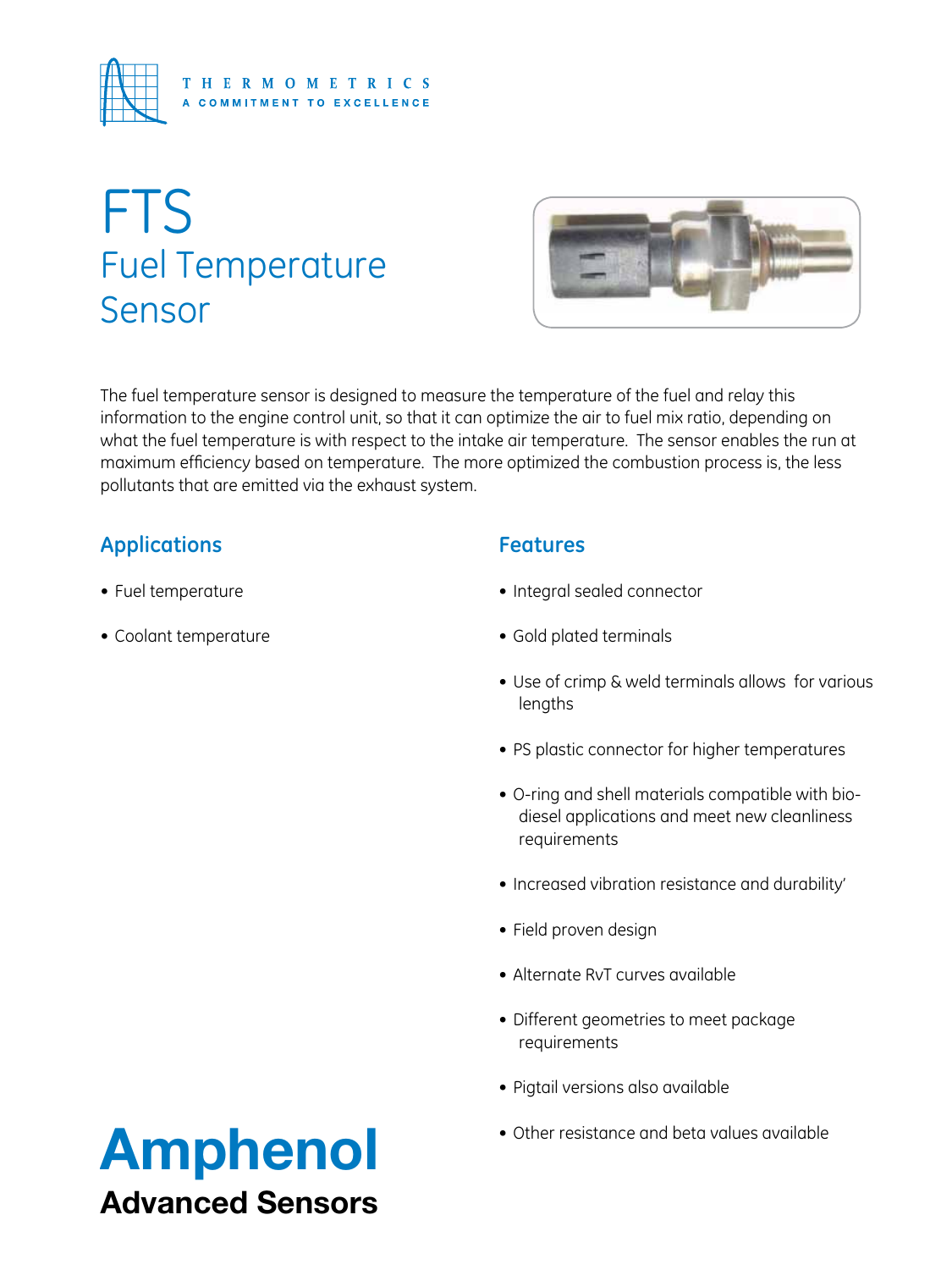THERMOMETRICS

A COMMITMENT TO EXCELLENCE

# FTS
## Fuel Temperature Sensor

The fuel temperature sensor is designed to measure the temperature of the fuel and relay this information to the engine control unit, so that it can optimize the air to fuel mix ratio, depending on what the fuel temperature is with respect to the intake air temperature. The sensor enables the run at maximum efficiency based on temperature. The more optimized the combustion process is, the less pollutants that are emitted via the exhaust system.

### Applications

- Fuel temperature
- Coolant temperature

### Features

- Integral sealed connector
- Gold plated terminals
- Use of crimp & weld terminals allows for various lengths
- PS plastic connector for higher temperatures
- O-ring and shell materials compatible with bio-diesel applications and meet new cleanliness requirements
- Increased vibration resistance and durability'
- Field proven design
- Alternate RvT curves available
- Different geometries to meet package requirements
- Pigtail versions also available
- Other resistance and beta values available

**Amphenol**
**Advanced Sensors**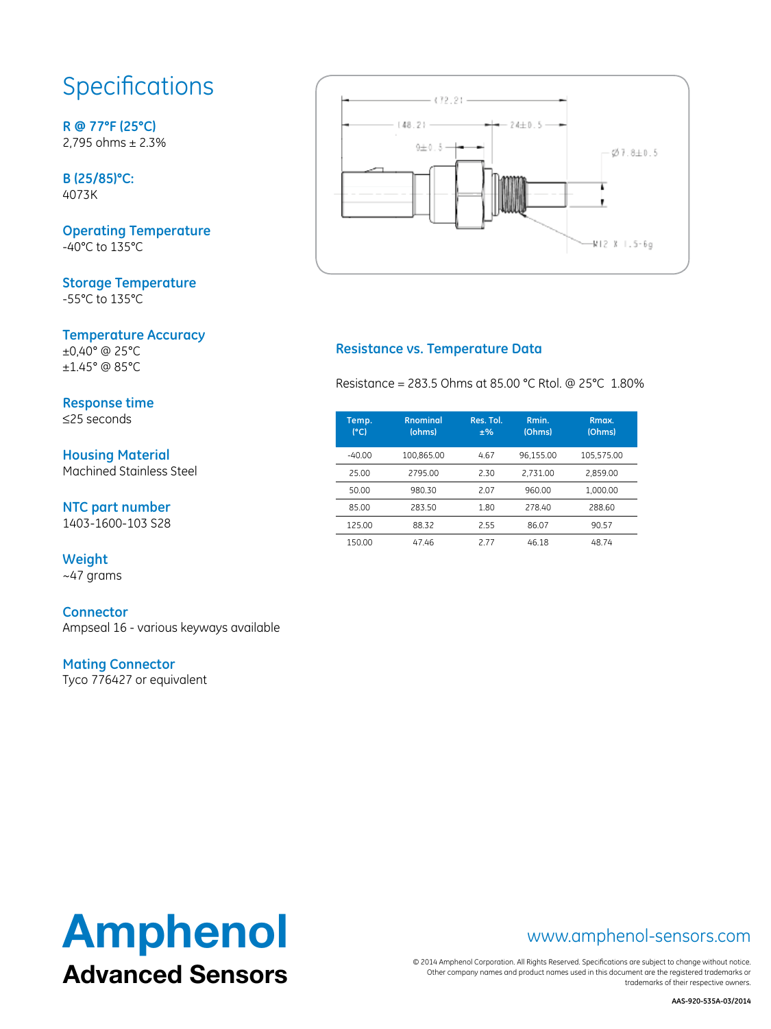# Specifications

**R @ 77°F (25°C)**
2,795 ohms ± 2.3%

**B (25/85)°C:**
4073K

**Operating Temperature**
-40°C to 135°C

**Storage Temperature**
-55°C to 135°C

**Temperature Accuracy**
±0,40° @ 25°C
±1.45° @ 85°C

**Response time**
≤25 seconds

**Housing Material**
Machined Stainless Steel

**NTC part number**
1403-1600-103 S28

**Weight**
~47 grams

**Connector**
Ampseal 16 - various keyways available

**Mating Connector**
Tyco 776427 or equivalent

(72.21)
(48.21)
24±0.5
9±0.3
Ø7.8±0.5
M12 X 1.5-6g

## Resistance vs. Temperature Data

Resistance = 283.5 Ohms at 85.00 °C Rtol. @ 25°C 1.80%

| Temp. (°C) | Rnominal (ohms) | Res. Tol. ±% | Rmin. (Ohms) | Rmax. (Ohms) |
|---|---|---|---|---|
| -40.00 | 100,865.00 | 4.67 | 96,155.00 | 105,575.00 |
| 25.00 | 2795.00 | 2.30 | 2,731.00 | 2,859.00 |
| 50.00 | 980.30 | 2.07 | 960.00 | 1,000.00 |
| 85.00 | 283.50 | 1.80 | 278.40 | 288.60 |
| 125.00 | 88.32 | 2.55 | 86.07 | 90.57 |
| 150.00 | 47.46 | 2.77 | 46.18 | 48.74 |

**Amphenol**
**Advanced Sensors**

www.amphenol-sensors.com

© 2014 Amphenol Corporation. All Rights Reserved. Specifications are subject to change without notice. Other company names and product names used in this document are the registered trademarks or trademarks of their respective owners.

AAS-920-535A-03/2014